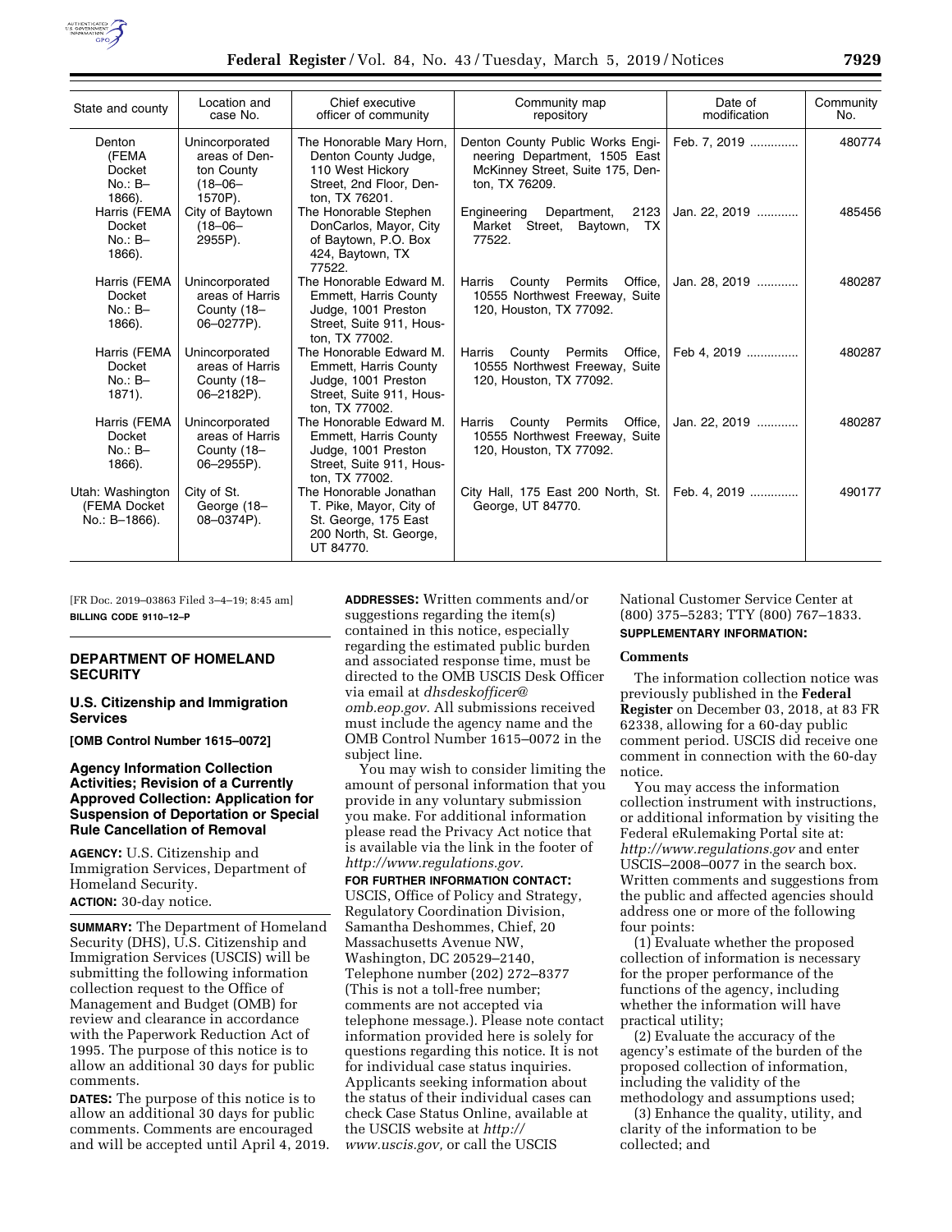| State and county | Location and case No. | Chief executive officer of community | Community map repository | Date of modification | Community No. |
|---|---|---|---|---|---|
| Denton (FEMA Docket No.: B–1866). | Unincorporated areas of Denton County (18–06–1570P). | The Honorable Mary Horn, Denton County Judge, 110 West Hickory Street, 2nd Floor, Denton, TX 76201. | Denton County Public Works Engineering Department, 1505 East McKinney Street, Suite 175, Denton, TX 76209. | Feb. 7, 2019 | 480774 |
| Harris (FEMA Docket No.: B–1866). | City of Baytown (18–06–2955P). | The Honorable Stephen DonCarlos, Mayor, City of Baytown, P.O. Box 424, Baytown, TX 77522. | Engineering Department, 2123 Market Street, Baytown, TX 77522. | Jan. 22, 2019 | 485456 |
| Harris (FEMA Docket No.: B–1866). | Unincorporated areas of Harris County (18–06–0277P). | The Honorable Edward M. Emmett, Harris County Judge, 1001 Preston Street, Suite 911, Houston, TX 77002. | Harris County Permits Office, 10555 Northwest Freeway, Suite 120, Houston, TX 77092. | Jan. 28, 2019 | 480287 |
| Harris (FEMA Docket No.: B–1871). | Unincorporated areas of Harris County (18–06–2182P). | The Honorable Edward M. Emmett, Harris County Judge, 1001 Preston Street, Suite 911, Houston, TX 77002. | Harris County Permits Office, 10555 Northwest Freeway, Suite 120, Houston, TX 77092. | Feb 4, 2019 | 480287 |
| Harris (FEMA Docket No.: B–1866). | Unincorporated areas of Harris County (18–06–2955P). | The Honorable Edward M. Emmett, Harris County Judge, 1001 Preston Street, Suite 911, Houston, TX 77002. | Harris County Permits Office, 10555 Northwest Freeway, Suite 120, Houston, TX 77092. | Jan. 22, 2019 | 480287 |
| Utah: Washington (FEMA Docket No.: B–1866). | City of St. George (18–08–0374P). | The Honorable Jonathan T. Pike, Mayor, City of St. George, 175 East 200 North, St. George, UT 84770. | City Hall, 175 East 200 North, St. George, UT 84770. | Feb. 4, 2019 | 490177 |

[FR Doc. 2019–03863 Filed 3–4–19; 8:45 am]

**BILLING CODE 9110–12–P**

## DEPARTMENT OF HOMELAND SECURITY

### U.S. Citizenship and Immigration Services

**[OMB Control Number 1615–0072]**

### Agency Information Collection Activities; Revision of a Currently Approved Collection: Application for Suspension of Deportation or Special Rule Cancellation of Removal

**AGENCY:** U.S. Citizenship and Immigration Services, Department of Homeland Security.

**ACTION:** 30-day notice.

**SUMMARY:** The Department of Homeland Security (DHS), U.S. Citizenship and Immigration Services (USCIS) will be submitting the following information collection request to the Office of Management and Budget (OMB) for review and clearance in accordance with the Paperwork Reduction Act of 1995. The purpose of this notice is to allow an additional 30 days for public comments.

**DATES:** The purpose of this notice is to allow an additional 30 days for public comments. Comments are encouraged and will be accepted until April 4, 2019.

**ADDRESSES:** Written comments and/or suggestions regarding the item(s) contained in this notice, especially regarding the estimated public burden and associated response time, must be directed to the OMB USCIS Desk Officer via email at *dhsdeskofficer@omb.eop.gov.* All submissions received must include the agency name and the OMB Control Number 1615–0072 in the subject line.

You may wish to consider limiting the amount of personal information that you provide in any voluntary submission you make. For additional information please read the Privacy Act notice that is available via the link in the footer of *http://www.regulations.gov.*

**FOR FURTHER INFORMATION CONTACT:** USCIS, Office of Policy and Strategy, Regulatory Coordination Division, Samantha Deshommes, Chief, 20 Massachusetts Avenue NW, Washington, DC 20529–2140, Telephone number (202) 272–8377 (This is not a toll-free number; comments are not accepted via telephone message.). Please note contact information provided here is solely for questions regarding this notice. It is not for individual case status inquiries. Applicants seeking information about the status of their individual cases can check Case Status Online, available at the USCIS website at *http://www.uscis.gov,* or call the USCIS National Customer Service Center at (800) 375–5283; TTY (800) 767–1833.

**SUPPLEMENTARY INFORMATION:**

**Comments**

The information collection notice was previously published in the **Federal Register** on December 03, 2018, at 83 FR 62338, allowing for a 60-day public comment period. USCIS did receive one comment in connection with the 60-day notice.

You may access the information collection instrument with instructions, or additional information by visiting the Federal eRulemaking Portal site at: *http://www.regulations.gov* and enter USCIS–2008–0077 in the search box. Written comments and suggestions from the public and affected agencies should address one or more of the following four points:

(1) Evaluate whether the proposed collection of information is necessary for the proper performance of the functions of the agency, including whether the information will have practical utility;

(2) Evaluate the accuracy of the agency's estimate of the burden of the proposed collection of information, including the validity of the methodology and assumptions used;

(3) Enhance the quality, utility, and clarity of the information to be collected; and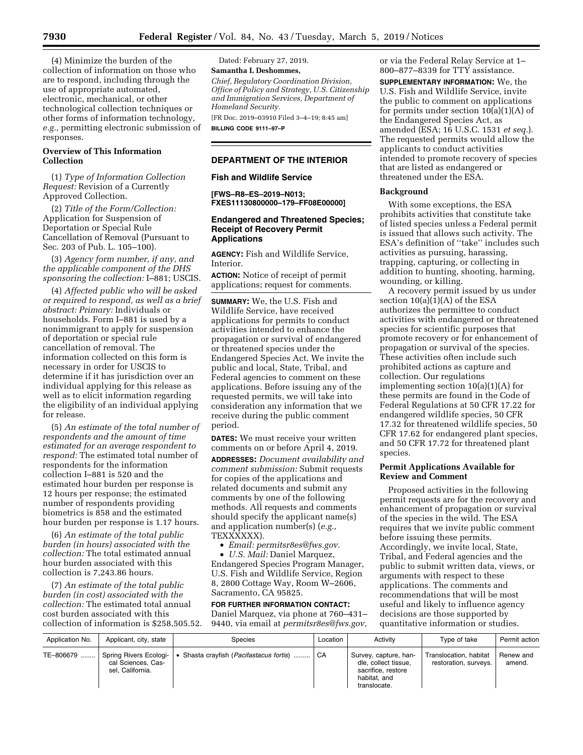(4) Minimize the burden of the collection of information on those who are to respond, including through the use of appropriate automated, electronic, mechanical, or other technological collection techniques or other forms of information technology, *e.g.,* permitting electronic submission of responses.

**Overview of This Information Collection**

(1) *Type of Information Collection Request:* Revision of a Currently Approved Collection.

(2) *Title of the Form/Collection:* Application for Suspension of Deportation or Special Rule Cancellation of Removal (Pursuant to Sec. 203 of Pub. L. 105–100).

(3) *Agency form number, if any, and the applicable component of the DHS sponsoring the collection:* I–881; USCIS.

(4) *Affected public who will be asked or required to respond, as well as a brief abstract: Primary:* Individuals or households. Form I–881 is used by a nonimmigrant to apply for suspension of deportation or special rule cancellation of removal. The information collected on this form is necessary in order for USCIS to determine if it has jurisdiction over an individual applying for this release as well as to elicit information regarding the eligibility of an individual applying for release.

(5) *An estimate of the total number of respondents and the amount of time estimated for an average respondent to respond:* The estimated total number of respondents for the information collection I–881 is 520 and the estimated hour burden per response is 12 hours per response; the estimated number of respondents providing biometrics is 858 and the estimated hour burden per response is 1.17 hours.

(6) *An estimate of the total public burden (in hours) associated with the collection:* The total estimated annual hour burden associated with this collection is 7,243.86 hours.

(7) *An estimate of the total public burden (in cost) associated with the collection:* The estimated total annual cost burden associated with this collection of information is $258,505.52.

Dated: February 27, 2019.

**Samantha L Deshommes,**

*Chief, Regulatory Coordination Division, Office of Policy and Strategy, U.S. Citizenship and Immigration Services, Department of Homeland Security.*

[FR Doc. 2019–03910 Filed 3–4–19; 8:45 am]

**BILLING CODE 9111–97–P**

## DEPARTMENT OF THE INTERIOR

### Fish and Wildlife Service

**[FWS–R8–ES–2019–N013; FXES11130800000–179–FF08E00000]**

### Endangered and Threatened Species; Receipt of Recovery Permit Applications

**AGENCY:** Fish and Wildlife Service, Interior.

**ACTION:** Notice of receipt of permit applications; request for comments.

**SUMMARY:** We, the U.S. Fish and Wildlife Service, have received applications for permits to conduct activities intended to enhance the propagation or survival of endangered or threatened species under the Endangered Species Act. We invite the public and local, State, Tribal, and Federal agencies to comment on these applications. Before issuing any of the requested permits, we will take into consideration any information that we receive during the public comment period.

**DATES:** We must receive your written comments on or before April 4, 2019.

**ADDRESSES:** *Document availability and comment submission:* Submit requests for copies of the applications and related documents and submit any comments by one of the following methods. All requests and comments should specify the applicant name(s) and application number(s) (*e.g.,* TEXXXXXX).

- *Email: permitsr8es@fws.gov.*
- *U.S. Mail:* Daniel Marquez, Endangered Species Program Manager, U.S. Fish and Wildlife Service, Region 8, 2800 Cottage Way, Room W–2606, Sacramento, CA 95825.

**FOR FURTHER INFORMATION CONTACT:** Daniel Marquez, via phone at 760–431–9440, via email at *permitsr8es@fws.gov,* or via the Federal Relay Service at 1–800–877–8339 for TTY assistance.

**SUPPLEMENTARY INFORMATION:** We, the U.S. Fish and Wildlife Service, invite the public to comment on applications for permits under section 10(a)(1)(A) of the Endangered Species Act, as amended (ESA; 16 U.S.C. 1531 *et seq.*). The requested permits would allow the applicants to conduct activities intended to promote recovery of species that are listed as endangered or threatened under the ESA.

**Background**

With some exceptions, the ESA prohibits activities that constitute take of listed species unless a Federal permit is issued that allows such activity. The ESA's definition of "take" includes such activities as pursuing, harassing, trapping, capturing, or collecting in addition to hunting, shooting, harming, wounding, or killing.

A recovery permit issued by us under section 10(a)(1)(A) of the ESA authorizes the permittee to conduct activities with endangered or threatened species for scientific purposes that promote recovery or for enhancement of propagation or survival of the species. These activities often include such prohibited actions as capture and collection. Our regulations implementing section 10(a)(1)(A) for these permits are found in the Code of Federal Regulations at 50 CFR 17.22 for endangered wildlife species, 50 CFR 17.32 for threatened wildlife species, 50 CFR 17.62 for endangered plant species, and 50 CFR 17.72 for threatened plant species.

**Permit Applications Available for Review and Comment**

Proposed activities in the following permit requests are for the recovery and enhancement of propagation or survival of the species in the wild. The ESA requires that we invite public comment before issuing these permits. Accordingly, we invite local, State, Tribal, and Federal agencies and the public to submit written data, views, or arguments with respect to these applications. The comments and recommendations that will be most useful and likely to influence agency decisions are those supported by quantitative information or studies.

| Application No. | Applicant, city, state | Species | Location | Activity | Type of take | Permit action |
|---|---|---|---|---|---|---|
| TE–806679 | Spring Rivers Ecological Sciences, Cassel, California. | • Shasta crayfish (*Pacifastacus fortis*) | CA | Survey, capture, handle, collect tissue, sacrifice, restore habitat, and translocate. | Translocation, habitat restoration, surveys. | Renew and amend. |